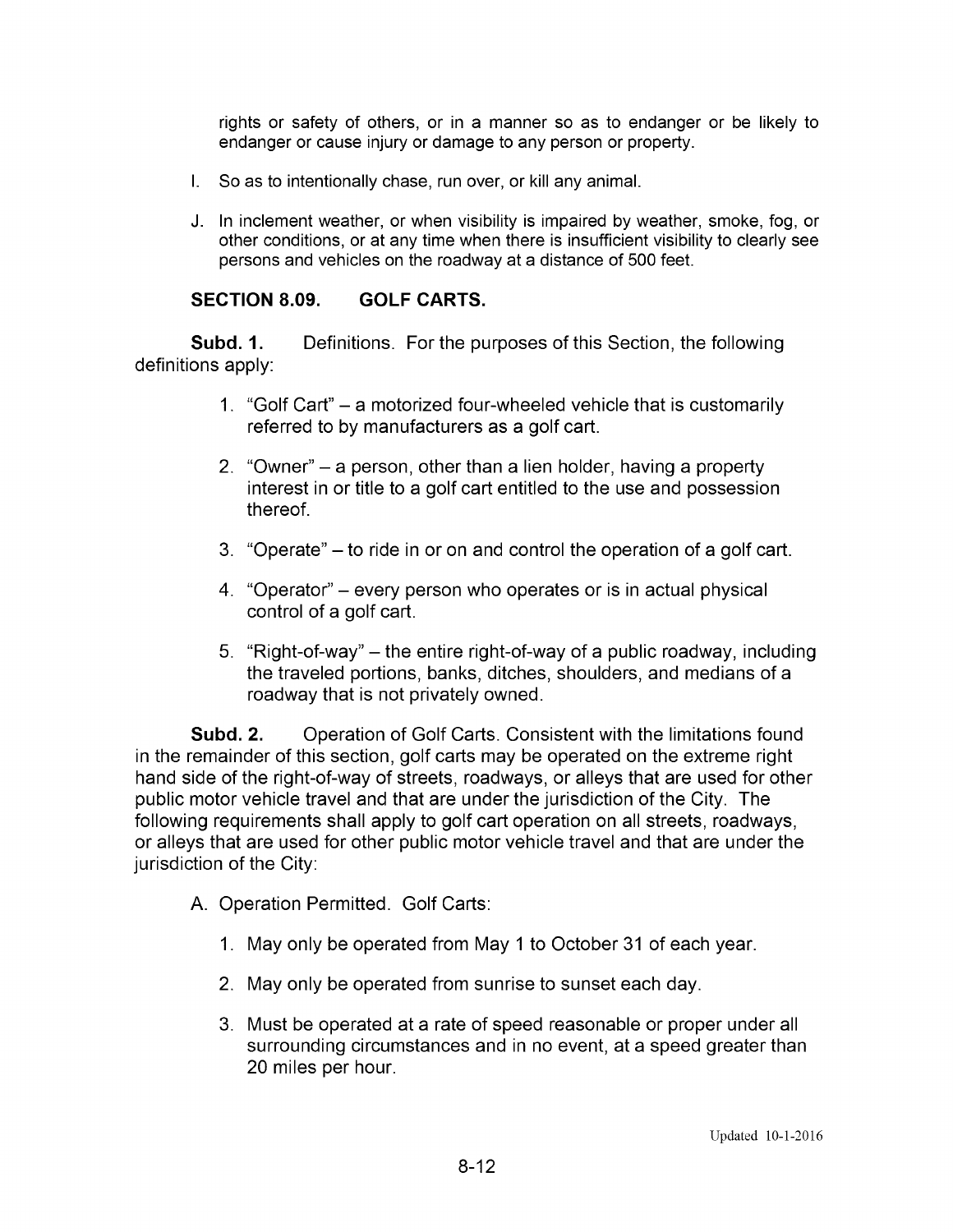rights or safety of others, or in a manner so as to endanger or be likely to endanger or cause injury or damage to any person or property.

I. So as to intentionally chase, run over, or kill any animal.

J. In inclement weather, or when visibility is impaired by weather, smoke, fog, or other conditions, or at any time when there is insufficient visibility to clearly see persons and vehicles on the roadway at a distance of 500 feet.

## SECTION 8.09. GOLF CARTS.

**Subd. 1.** Definitions. For the purposes of this Section, the following definitions apply:

1. "Golf Cart" – a motorized four-wheeled vehicle that is customarily referred to by manufacturers as a golf cart.
2. "Owner" – a person, other than a lien holder, having a property interest in or title to a golf cart entitled to the use and possession thereof.
3. "Operate" – to ride in or on and control the operation of a golf cart.
4. "Operator" – every person who operates or is in actual physical control of a golf cart.
5. "Right-of-way" – the entire right-of-way of a public roadway, including the traveled portions, banks, ditches, shoulders, and medians of a roadway that is not privately owned.

**Subd. 2.** Operation of Golf Carts. Consistent with the limitations found in the remainder of this section, golf carts may be operated on the extreme right hand side of the right-of-way of streets, roadways, or alleys that are used for other public motor vehicle travel and that are under the jurisdiction of the City. The following requirements shall apply to golf cart operation on all streets, roadways, or alleys that are used for other public motor vehicle travel and that are under the jurisdiction of the City:

A. Operation Permitted. Golf Carts:

1. May only be operated from May 1 to October 31 of each year.
2. May only be operated from sunrise to sunset each day.
3. Must be operated at a rate of speed reasonable or proper under all surrounding circumstances and in no event, at a speed greater than 20 miles per hour.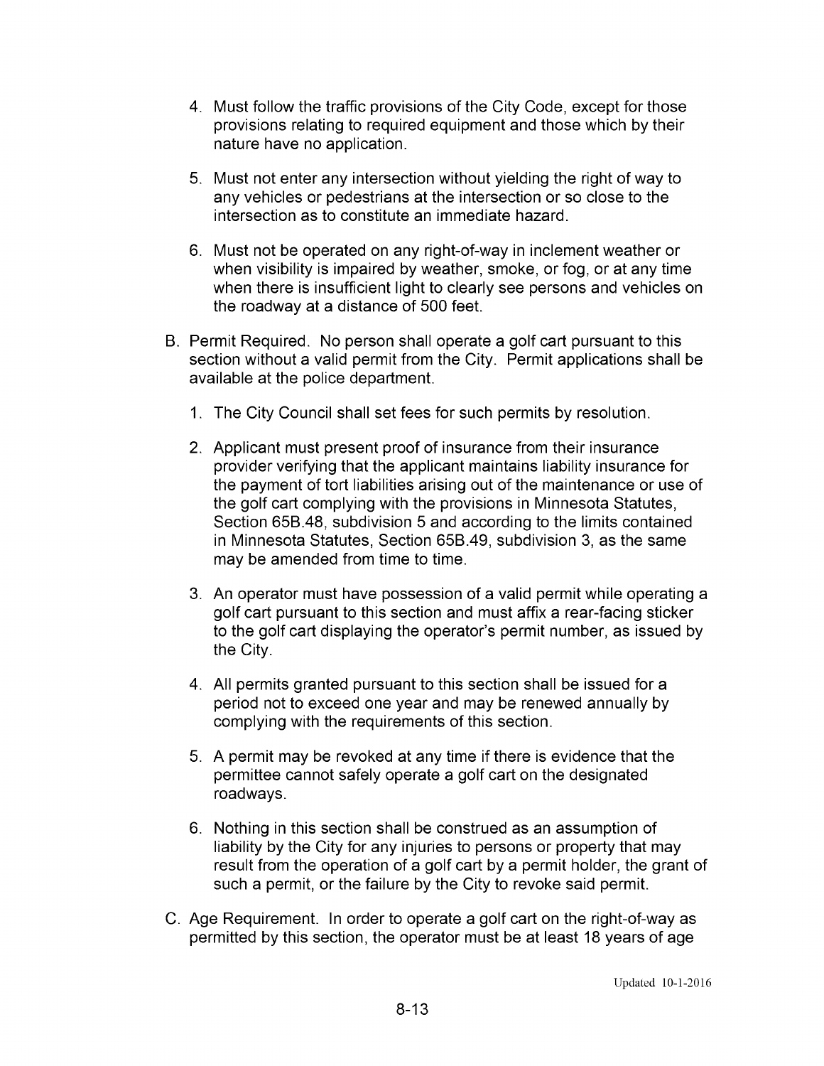4. Must follow the traffic provisions of the City Code, except for those provisions relating to required equipment and those which by their nature have no application.

5. Must not enter any intersection without yielding the right of way to any vehicles or pedestrians at the intersection or so close to the intersection as to constitute an immediate hazard.

6. Must not be operated on any right-of-way in inclement weather or when visibility is impaired by weather, smoke, or fog, or at any time when there is insufficient light to clearly see persons and vehicles on the roadway at a distance of 500 feet.

B. Permit Required. No person shall operate a golf cart pursuant to this section without a valid permit from the City. Permit applications shall be available at the police department.

   1. The City Council shall set fees for such permits by resolution.

   2. Applicant must present proof of insurance from their insurance provider verifying that the applicant maintains liability insurance for the payment of tort liabilities arising out of the maintenance or use of the golf cart complying with the provisions in Minnesota Statutes, Section 65B.48, subdivision 5 and according to the limits contained in Minnesota Statutes, Section 65B.49, subdivision 3, as the same may be amended from time to time.

   3. An operator must have possession of a valid permit while operating a golf cart pursuant to this section and must affix a rear-facing sticker to the golf cart displaying the operator's permit number, as issued by the City.

   4. All permits granted pursuant to this section shall be issued for a period not to exceed one year and may be renewed annually by complying with the requirements of this section.

   5. A permit may be revoked at any time if there is evidence that the permittee cannot safely operate a golf cart on the designated roadways.

   6. Nothing in this section shall be construed as an assumption of liability by the City for any injuries to persons or property that may result from the operation of a golf cart by a permit holder, the grant of such a permit, or the failure by the City to revoke said permit.

C. Age Requirement. In order to operate a golf cart on the right-of-way as permitted by this section, the operator must be at least 18 years of age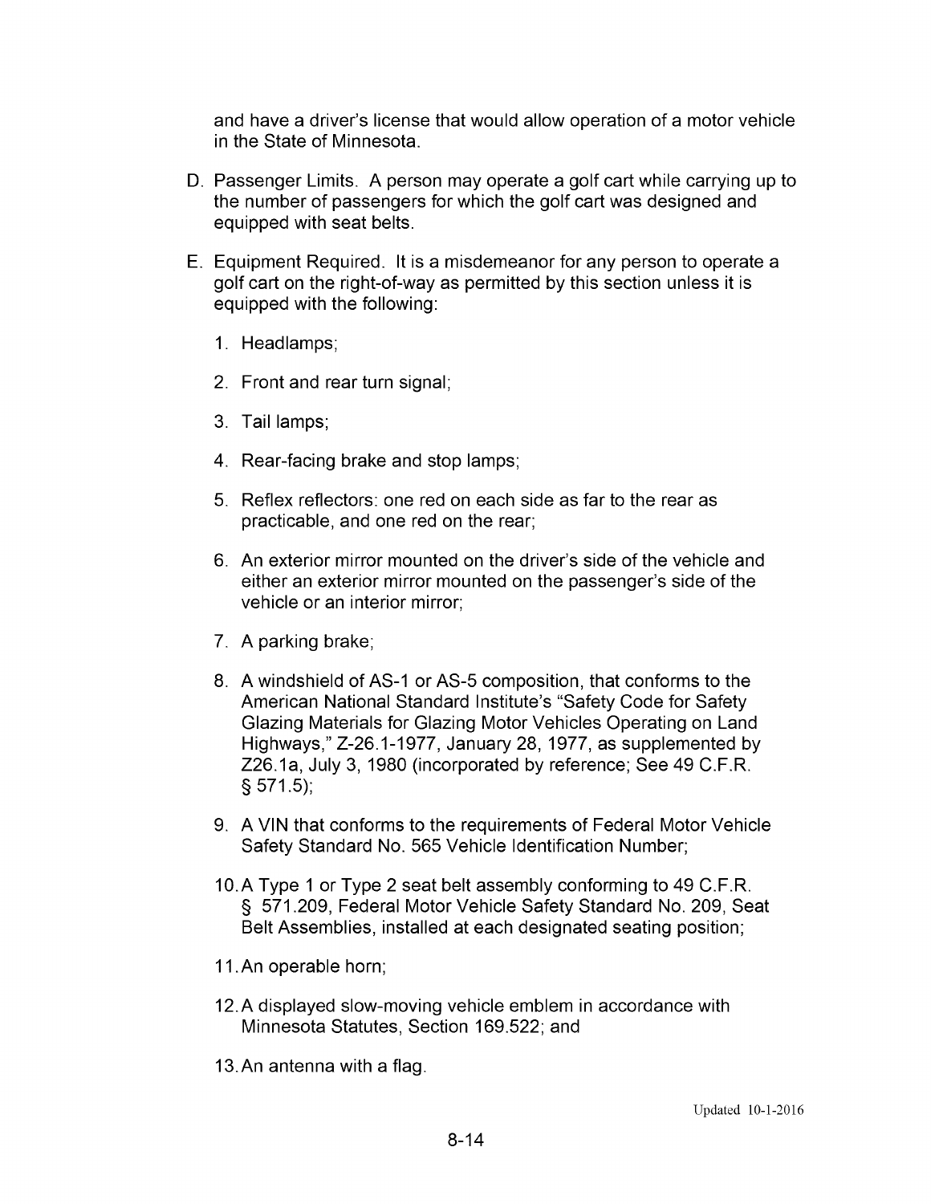and have a driver's license that would allow operation of a motor vehicle in the State of Minnesota.

D. Passenger Limits. A person may operate a golf cart while carrying up to the number of passengers for which the golf cart was designed and equipped with seat belts.

E. Equipment Required. It is a misdemeanor for any person to operate a golf cart on the right-of-way as permitted by this section unless it is equipped with the following:

1. Headlamps;
2. Front and rear turn signal;
3. Tail lamps;
4. Rear-facing brake and stop lamps;
5. Reflex reflectors: one red on each side as far to the rear as practicable, and one red on the rear;
6. An exterior mirror mounted on the driver's side of the vehicle and either an exterior mirror mounted on the passenger's side of the vehicle or an interior mirror;
7. A parking brake;
8. A windshield of AS-1 or AS-5 composition, that conforms to the American National Standard Institute's "Safety Code for Safety Glazing Materials for Glazing Motor Vehicles Operating on Land Highways," Z-26.1-1977, January 28, 1977, as supplemented by Z26.1a, July 3, 1980 (incorporated by reference; See 49 C.F.R. § 571.5);
9. A VIN that conforms to the requirements of Federal Motor Vehicle Safety Standard No. 565 Vehicle Identification Number;
10. A Type 1 or Type 2 seat belt assembly conforming to 49 C.F.R. § 571.209, Federal Motor Vehicle Safety Standard No. 209, Seat Belt Assemblies, installed at each designated seating position;
11. An operable horn;
12. A displayed slow-moving vehicle emblem in accordance with Minnesota Statutes, Section 169.522; and
13. An antenna with a flag.

Updated 10-1-2016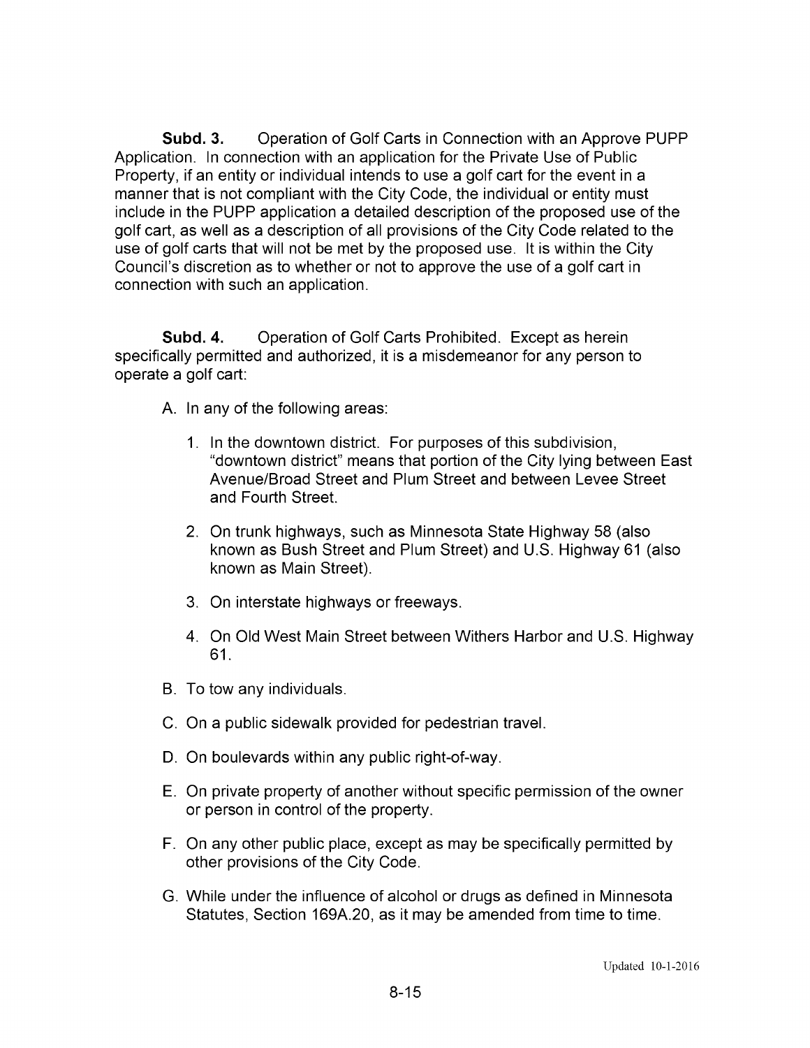**Subd. 3.** Operation of Golf Carts in Connection with an Approve PUPP Application. In connection with an application for the Private Use of Public Property, if an entity or individual intends to use a golf cart for the event in a manner that is not compliant with the City Code, the individual or entity must include in the PUPP application a detailed description of the proposed use of the golf cart, as well as a description of all provisions of the City Code related to the use of golf carts that will not be met by the proposed use. It is within the City Council's discretion as to whether or not to approve the use of a golf cart in connection with such an application.

**Subd. 4.** Operation of Golf Carts Prohibited. Except as herein specifically permitted and authorized, it is a misdemeanor for any person to operate a golf cart:

A. In any of the following areas:

   1. In the downtown district. For purposes of this subdivision, "downtown district" means that portion of the City lying between East Avenue/Broad Street and Plum Street and between Levee Street and Fourth Street.

   2. On trunk highways, such as Minnesota State Highway 58 (also known as Bush Street and Plum Street) and U.S. Highway 61 (also known as Main Street).

   3. On interstate highways or freeways.

   4. On Old West Main Street between Withers Harbor and U.S. Highway 61.

B. To tow any individuals.

C. On a public sidewalk provided for pedestrian travel.

D. On boulevards within any public right-of-way.

E. On private property of another without specific permission of the owner or person in control of the property.

F. On any other public place, except as may be specifically permitted by other provisions of the City Code.

G. While under the influence of alcohol or drugs as defined in Minnesota Statutes, Section 169A.20, as it may be amended from time to time.

Updated 10-1-2016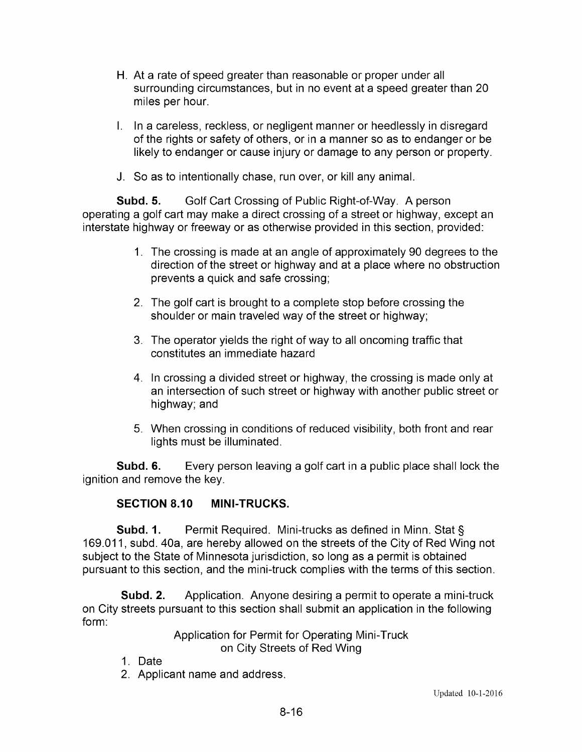H. At a rate of speed greater than reasonable or proper under all surrounding circumstances, but in no event at a speed greater than 20 miles per hour.

I. In a careless, reckless, or negligent manner or heedlessly in disregard of the rights or safety of others, or in a manner so as to endanger or be likely to endanger or cause injury or damage to any person or property.

J. So as to intentionally chase, run over, or kill any animal.

**Subd. 5.** Golf Cart Crossing of Public Right-of-Way. A person operating a golf cart may make a direct crossing of a street or highway, except an interstate highway or freeway or as otherwise provided in this section, provided:

1. The crossing is made at an angle of approximately 90 degrees to the direction of the street or highway and at a place where no obstruction prevents a quick and safe crossing;
2. The golf cart is brought to a complete stop before crossing the shoulder or main traveled way of the street or highway;
3. The operator yields the right of way to all oncoming traffic that constitutes an immediate hazard
4. In crossing a divided street or highway, the crossing is made only at an intersection of such street or highway with another public street or highway; and
5. When crossing in conditions of reduced visibility, both front and rear lights must be illuminated.

**Subd. 6.** Every person leaving a golf cart in a public place shall lock the ignition and remove the key.

## SECTION 8.10 MINI-TRUCKS.

**Subd. 1.** Permit Required. Mini-trucks as defined in Minn. Stat § 169.011, subd. 40a, are hereby allowed on the streets of the City of Red Wing not subject to the State of Minnesota jurisdiction, so long as a permit is obtained pursuant to this section, and the mini-truck complies with the terms of this section.

**Subd. 2.** Application. Anyone desiring a permit to operate a mini-truck on City streets pursuant to this section shall submit an application in the following form:

Application for Permit for Operating Mini-Truck
on City Streets of Red Wing

1. Date
2. Applicant name and address.

Updated 10-1-2016